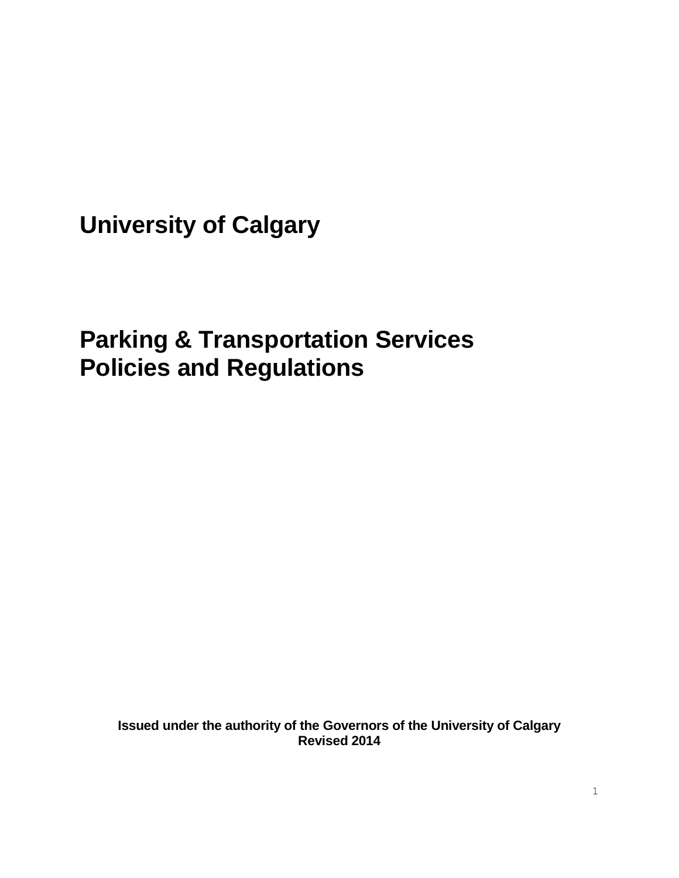# University of Calgary

# Parking & Transportation Services Policies and Regulations

**Issued under the authority of the Governors of the University of Calgary**
**Revised 2014**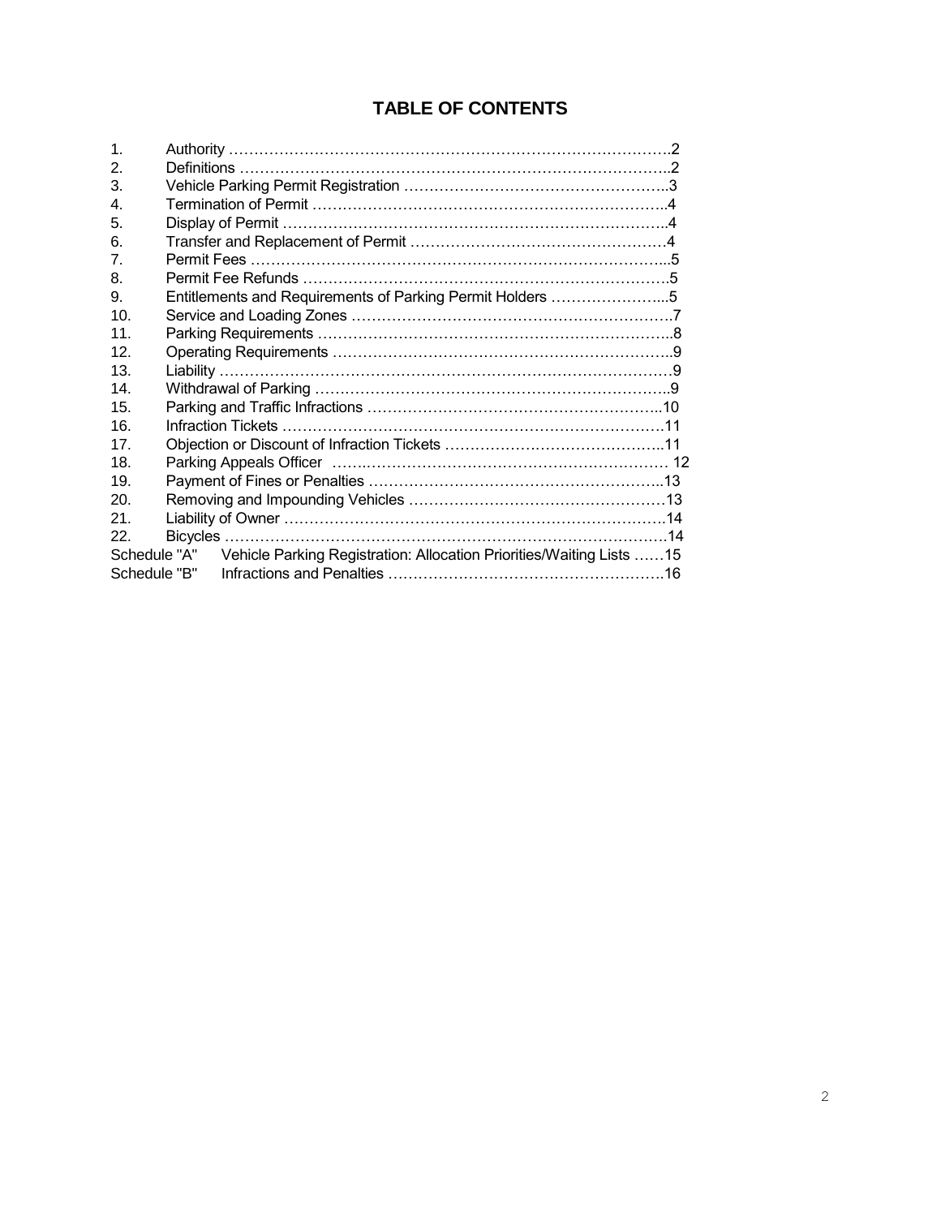# TABLE OF CONTENTS

| | | |
|---|---|---|
| 1. | Authority | 2 |
| 2. | Definitions | 2 |
| 3. | Vehicle Parking Permit Registration | 3 |
| 4. | Termination of Permit | 4 |
| 5. | Display of Permit | 4 |
| 6. | Transfer and Replacement of Permit | 4 |
| 7. | Permit Fees | 5 |
| 8. | Permit Fee Refunds | 5 |
| 9. | Entitlements and Requirements of Parking Permit Holders | 5 |
| 10. | Service and Loading Zones | 7 |
| 11. | Parking Requirements | 8 |
| 12. | Operating Requirements | 9 |
| 13. | Liability | 9 |
| 14. | Withdrawal of Parking | 9 |
| 15. | Parking and Traffic Infractions | 10 |
| 16. | Infraction Tickets | 11 |
| 17. | Objection or Discount of Infraction Tickets | 11 |
| 18. | Parking Appeals Officer | 12 |
| 19. | Payment of Fines or Penalties | 13 |
| 20. | Removing and Impounding Vehicles | 13 |
| 21. | Liability of Owner | 14 |
| 22. | Bicycles | 14 |
| Schedule "A" | Vehicle Parking Registration: Allocation Priorities/Waiting Lists | 15 |
| Schedule "B" | Infractions and Penalties | 16 |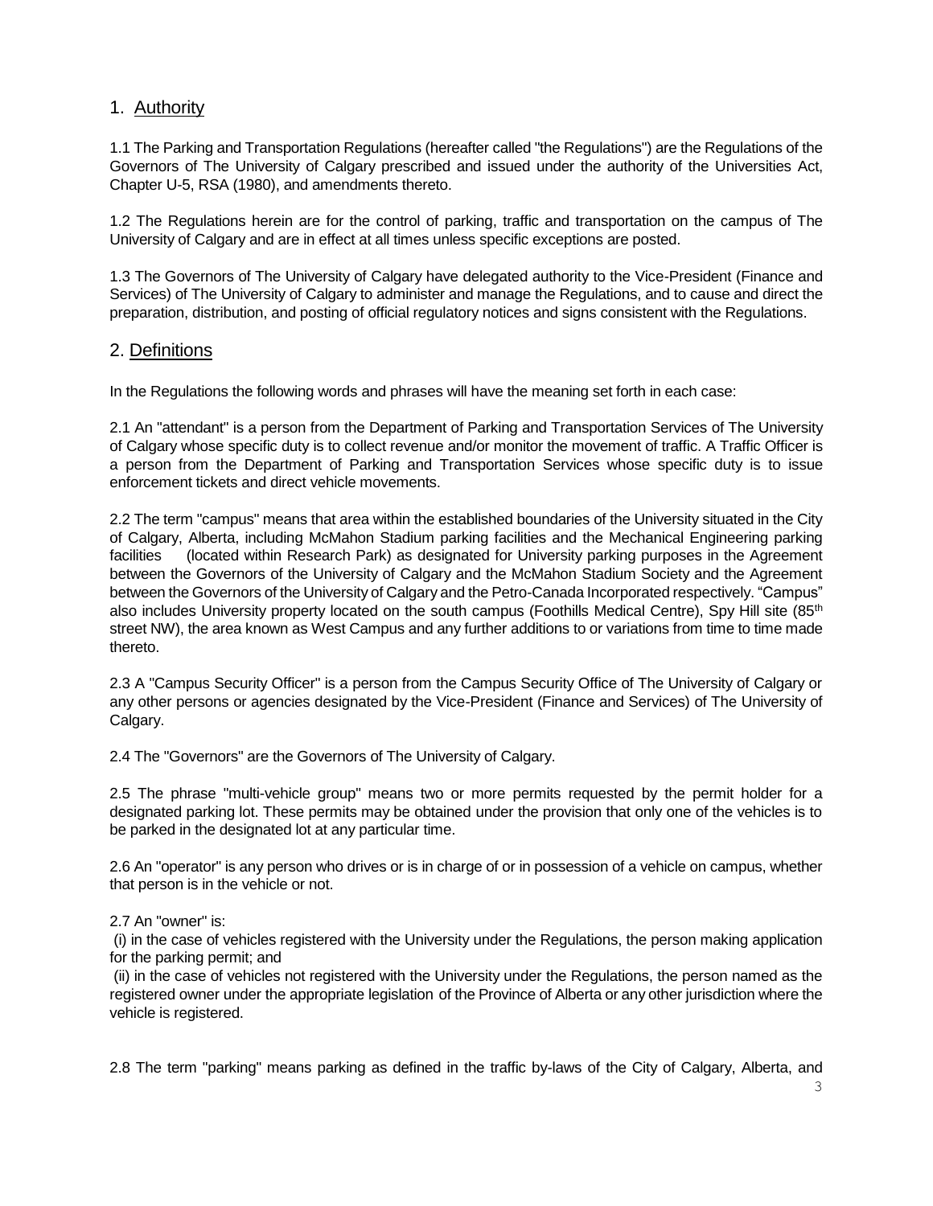## 1. Authority

1.1 The Parking and Transportation Regulations (hereafter called "the Regulations") are the Regulations of the Governors of The University of Calgary prescribed and issued under the authority of the Universities Act, Chapter U-5, RSA (1980), and amendments thereto.

1.2 The Regulations herein are for the control of parking, traffic and transportation on the campus of The University of Calgary and are in effect at all times unless specific exceptions are posted.

1.3 The Governors of The University of Calgary have delegated authority to the Vice-President (Finance and Services) of The University of Calgary to administer and manage the Regulations, and to cause and direct the preparation, distribution, and posting of official regulatory notices and signs consistent with the Regulations.

## 2. Definitions

In the Regulations the following words and phrases will have the meaning set forth in each case:

2.1 An "attendant" is a person from the Department of Parking and Transportation Services of The University of Calgary whose specific duty is to collect revenue and/or monitor the movement of traffic. A Traffic Officer is a person from the Department of Parking and Transportation Services whose specific duty is to issue enforcement tickets and direct vehicle movements.

2.2 The term "campus" means that area within the established boundaries of the University situated in the City of Calgary, Alberta, including McMahon Stadium parking facilities and the Mechanical Engineering parking facilities (located within Research Park) as designated for University parking purposes in the Agreement between the Governors of the University of Calgary and the McMahon Stadium Society and the Agreement between the Governors of the University of Calgary and the Petro-Canada Incorporated respectively. "Campus" also includes University property located on the south campus (Foothills Medical Centre), Spy Hill site (85th street NW), the area known as West Campus and any further additions to or variations from time to time made thereto.

2.3 A "Campus Security Officer" is a person from the Campus Security Office of The University of Calgary or any other persons or agencies designated by the Vice-President (Finance and Services) of The University of Calgary.

2.4 The "Governors" are the Governors of The University of Calgary.

2.5 The phrase "multi-vehicle group" means two or more permits requested by the permit holder for a designated parking lot. These permits may be obtained under the provision that only one of the vehicles is to be parked in the designated lot at any particular time.

2.6 An "operator" is any person who drives or is in charge of or in possession of a vehicle on campus, whether that person is in the vehicle or not.

2.7 An "owner" is:

(i) in the case of vehicles registered with the University under the Regulations, the person making application for the parking permit; and

(ii) in the case of vehicles not registered with the University under the Regulations, the person named as the registered owner under the appropriate legislation of the Province of Alberta or any other jurisdiction where the vehicle is registered.

2.8 The term "parking" means parking as defined in the traffic by-laws of the City of Calgary, Alberta, and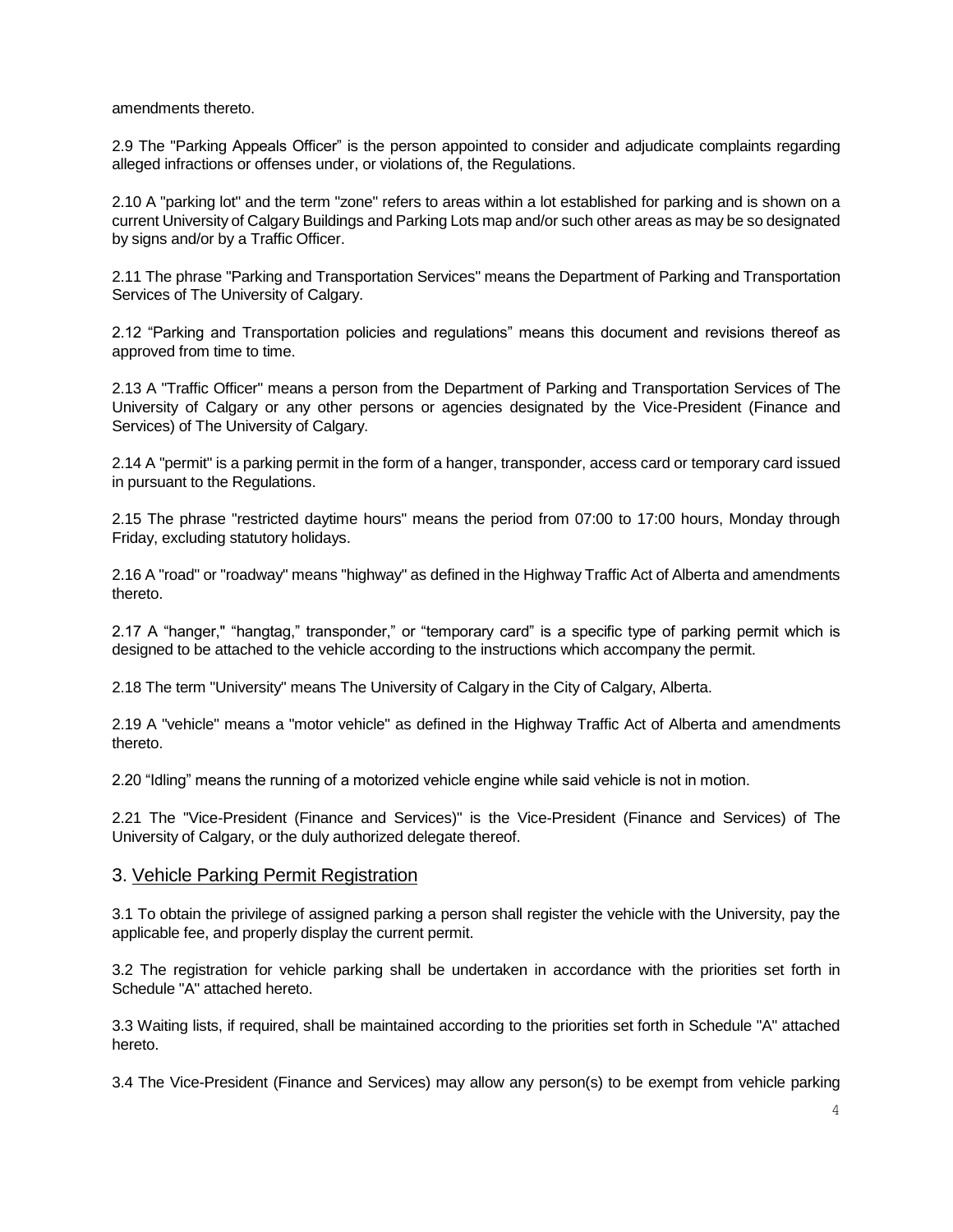amendments thereto.

2.9 The "Parking Appeals Officer" is the person appointed to consider and adjudicate complaints regarding alleged infractions or offenses under, or violations of, the Regulations.

2.10 A "parking lot" and the term "zone" refers to areas within a lot established for parking and is shown on a current University of Calgary Buildings and Parking Lots map and/or such other areas as may be so designated by signs and/or by a Traffic Officer.

2.11 The phrase "Parking and Transportation Services" means the Department of Parking and Transportation Services of The University of Calgary.

2.12 "Parking and Transportation policies and regulations" means this document and revisions thereof as approved from time to time.

2.13 A "Traffic Officer" means a person from the Department of Parking and Transportation Services of The University of Calgary or any other persons or agencies designated by the Vice-President (Finance and Services) of The University of Calgary.

2.14 A "permit" is a parking permit in the form of a hanger, transponder, access card or temporary card issued in pursuant to the Regulations.

2.15 The phrase "restricted daytime hours" means the period from 07:00 to 17:00 hours, Monday through Friday, excluding statutory holidays.

2.16 A "road" or "roadway" means "highway" as defined in the Highway Traffic Act of Alberta and amendments thereto.

2.17 A "hanger," "hangtag," transponder," or "temporary card" is a specific type of parking permit which is designed to be attached to the vehicle according to the instructions which accompany the permit.

2.18 The term "University" means The University of Calgary in the City of Calgary, Alberta.

2.19 A "vehicle" means a "motor vehicle" as defined in the Highway Traffic Act of Alberta and amendments thereto.

2.20 "Idling" means the running of a motorized vehicle engine while said vehicle is not in motion.

2.21 The "Vice-President (Finance and Services)" is the Vice-President (Finance and Services) of The University of Calgary, or the duly authorized delegate thereof.

## 3. Vehicle Parking Permit Registration

3.1 To obtain the privilege of assigned parking a person shall register the vehicle with the University, pay the applicable fee, and properly display the current permit.

3.2 The registration for vehicle parking shall be undertaken in accordance with the priorities set forth in Schedule "A" attached hereto.

3.3 Waiting lists, if required, shall be maintained according to the priorities set forth in Schedule "A" attached hereto.

3.4 The Vice-President (Finance and Services) may allow any person(s) to be exempt from vehicle parking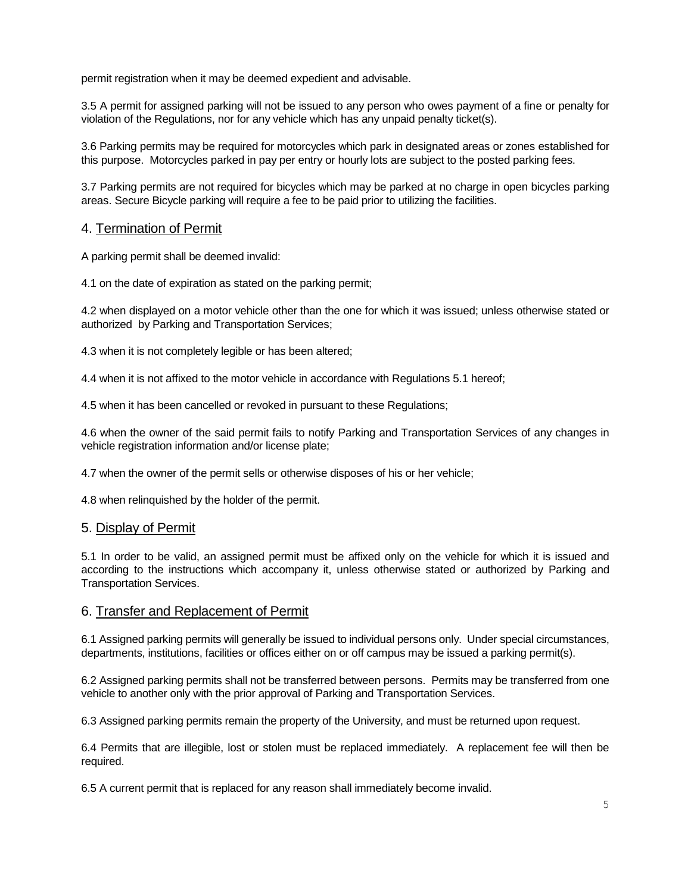permit registration when it may be deemed expedient and advisable.

3.5 A permit for assigned parking will not be issued to any person who owes payment of a fine or penalty for violation of the Regulations, nor for any vehicle which has any unpaid penalty ticket(s).

3.6 Parking permits may be required for motorcycles which park in designated areas or zones established for this purpose. Motorcycles parked in pay per entry or hourly lots are subject to the posted parking fees.

3.7 Parking permits are not required for bicycles which may be parked at no charge in open bicycles parking areas. Secure Bicycle parking will require a fee to be paid prior to utilizing the facilities.

## 4. Termination of Permit

A parking permit shall be deemed invalid:

4.1 on the date of expiration as stated on the parking permit;

4.2 when displayed on a motor vehicle other than the one for which it was issued; unless otherwise stated or authorized by Parking and Transportation Services;

4.3 when it is not completely legible or has been altered;

4.4 when it is not affixed to the motor vehicle in accordance with Regulations 5.1 hereof;

4.5 when it has been cancelled or revoked in pursuant to these Regulations;

4.6 when the owner of the said permit fails to notify Parking and Transportation Services of any changes in vehicle registration information and/or license plate;

4.7 when the owner of the permit sells or otherwise disposes of his or her vehicle;

4.8 when relinquished by the holder of the permit.

## 5. Display of Permit

5.1 In order to be valid, an assigned permit must be affixed only on the vehicle for which it is issued and according to the instructions which accompany it, unless otherwise stated or authorized by Parking and Transportation Services.

## 6. Transfer and Replacement of Permit

6.1 Assigned parking permits will generally be issued to individual persons only. Under special circumstances, departments, institutions, facilities or offices either on or off campus may be issued a parking permit(s).

6.2 Assigned parking permits shall not be transferred between persons. Permits may be transferred from one vehicle to another only with the prior approval of Parking and Transportation Services.

6.3 Assigned parking permits remain the property of the University, and must be returned upon request.

6.4 Permits that are illegible, lost or stolen must be replaced immediately. A replacement fee will then be required.

6.5 A current permit that is replaced for any reason shall immediately become invalid.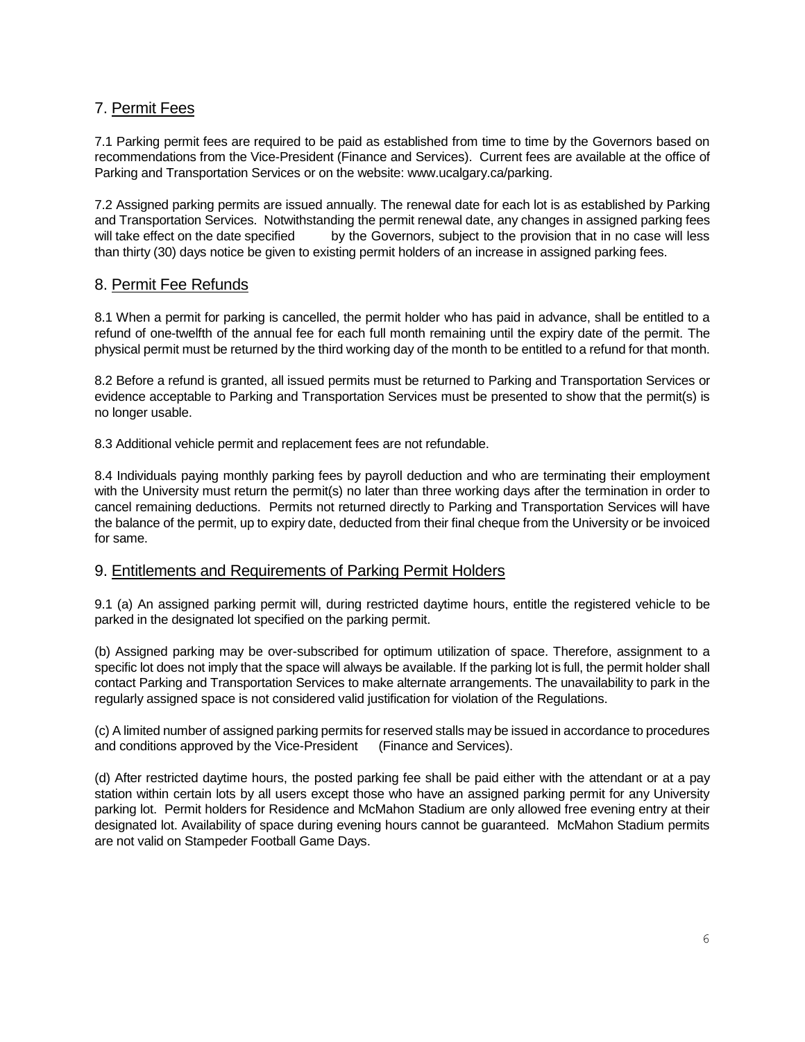## 7. Permit Fees

7.1 Parking permit fees are required to be paid as established from time to time by the Governors based on recommendations from the Vice-President (Finance and Services). Current fees are available at the office of Parking and Transportation Services or on the website: www.ucalgary.ca/parking.

7.2 Assigned parking permits are issued annually. The renewal date for each lot is as established by Parking and Transportation Services. Notwithstanding the permit renewal date, any changes in assigned parking fees will take effect on the date specified by the Governors, subject to the provision that in no case will less than thirty (30) days notice be given to existing permit holders of an increase in assigned parking fees.

## 8. Permit Fee Refunds

8.1 When a permit for parking is cancelled, the permit holder who has paid in advance, shall be entitled to a refund of one-twelfth of the annual fee for each full month remaining until the expiry date of the permit. The physical permit must be returned by the third working day of the month to be entitled to a refund for that month.

8.2 Before a refund is granted, all issued permits must be returned to Parking and Transportation Services or evidence acceptable to Parking and Transportation Services must be presented to show that the permit(s) is no longer usable.

8.3 Additional vehicle permit and replacement fees are not refundable.

8.4 Individuals paying monthly parking fees by payroll deduction and who are terminating their employment with the University must return the permit(s) no later than three working days after the termination in order to cancel remaining deductions. Permits not returned directly to Parking and Transportation Services will have the balance of the permit, up to expiry date, deducted from their final cheque from the University or be invoiced for same.

## 9. Entitlements and Requirements of Parking Permit Holders

9.1 (a) An assigned parking permit will, during restricted daytime hours, entitle the registered vehicle to be parked in the designated lot specified on the parking permit.

(b) Assigned parking may be over-subscribed for optimum utilization of space. Therefore, assignment to a specific lot does not imply that the space will always be available. If the parking lot is full, the permit holder shall contact Parking and Transportation Services to make alternate arrangements. The unavailability to park in the regularly assigned space is not considered valid justification for violation of the Regulations.

(c) A limited number of assigned parking permits for reserved stalls may be issued in accordance to procedures and conditions approved by the Vice-President (Finance and Services).

(d) After restricted daytime hours, the posted parking fee shall be paid either with the attendant or at a pay station within certain lots by all users except those who have an assigned parking permit for any University parking lot. Permit holders for Residence and McMahon Stadium are only allowed free evening entry at their designated lot. Availability of space during evening hours cannot be guaranteed. McMahon Stadium permits are not valid on Stampeder Football Game Days.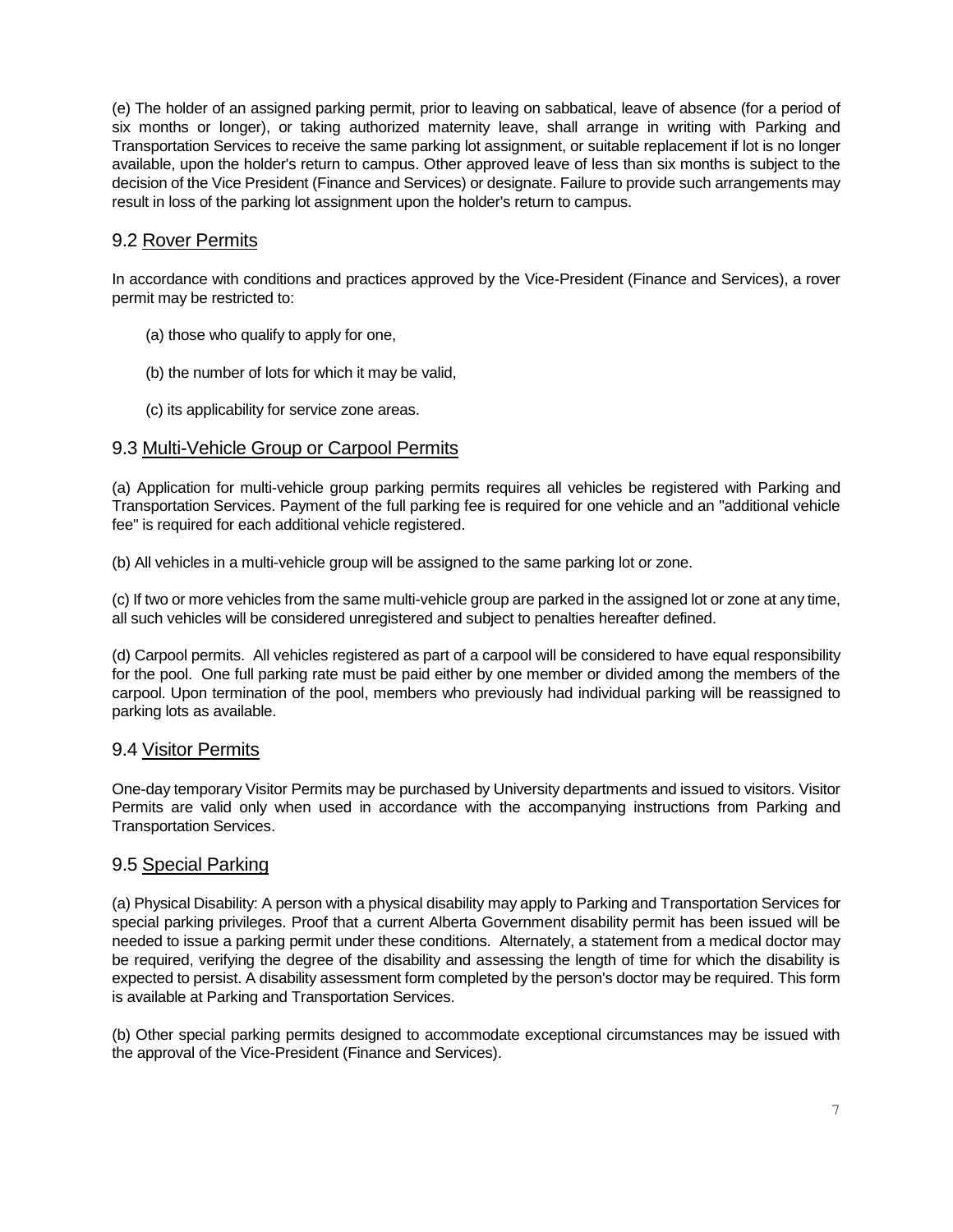(e) The holder of an assigned parking permit, prior to leaving on sabbatical, leave of absence (for a period of six months or longer), or taking authorized maternity leave, shall arrange in writing with Parking and Transportation Services to receive the same parking lot assignment, or suitable replacement if lot is no longer available, upon the holder's return to campus. Other approved leave of less than six months is subject to the decision of the Vice President (Finance and Services) or designate. Failure to provide such arrangements may result in loss of the parking lot assignment upon the holder's return to campus.

## 9.2 Rover Permits

In accordance with conditions and practices approved by the Vice-President (Finance and Services), a rover permit may be restricted to:

(a) those who qualify to apply for one,

(b) the number of lots for which it may be valid,

(c) its applicability for service zone areas.

## 9.3 Multi-Vehicle Group or Carpool Permits

(a) Application for multi-vehicle group parking permits requires all vehicles be registered with Parking and Transportation Services. Payment of the full parking fee is required for one vehicle and an "additional vehicle fee" is required for each additional vehicle registered.

(b) All vehicles in a multi-vehicle group will be assigned to the same parking lot or zone.

(c) If two or more vehicles from the same multi-vehicle group are parked in the assigned lot or zone at any time, all such vehicles will be considered unregistered and subject to penalties hereafter defined.

(d) Carpool permits. All vehicles registered as part of a carpool will be considered to have equal responsibility for the pool. One full parking rate must be paid either by one member or divided among the members of the carpool. Upon termination of the pool, members who previously had individual parking will be reassigned to parking lots as available.

## 9.4 Visitor Permits

One-day temporary Visitor Permits may be purchased by University departments and issued to visitors. Visitor Permits are valid only when used in accordance with the accompanying instructions from Parking and Transportation Services.

## 9.5 Special Parking

(a) Physical Disability: A person with a physical disability may apply to Parking and Transportation Services for special parking privileges. Proof that a current Alberta Government disability permit has been issued will be needed to issue a parking permit under these conditions. Alternately, a statement from a medical doctor may be required, verifying the degree of the disability and assessing the length of time for which the disability is expected to persist. A disability assessment form completed by the person's doctor may be required. This form is available at Parking and Transportation Services.

(b) Other special parking permits designed to accommodate exceptional circumstances may be issued with the approval of the Vice-President (Finance and Services).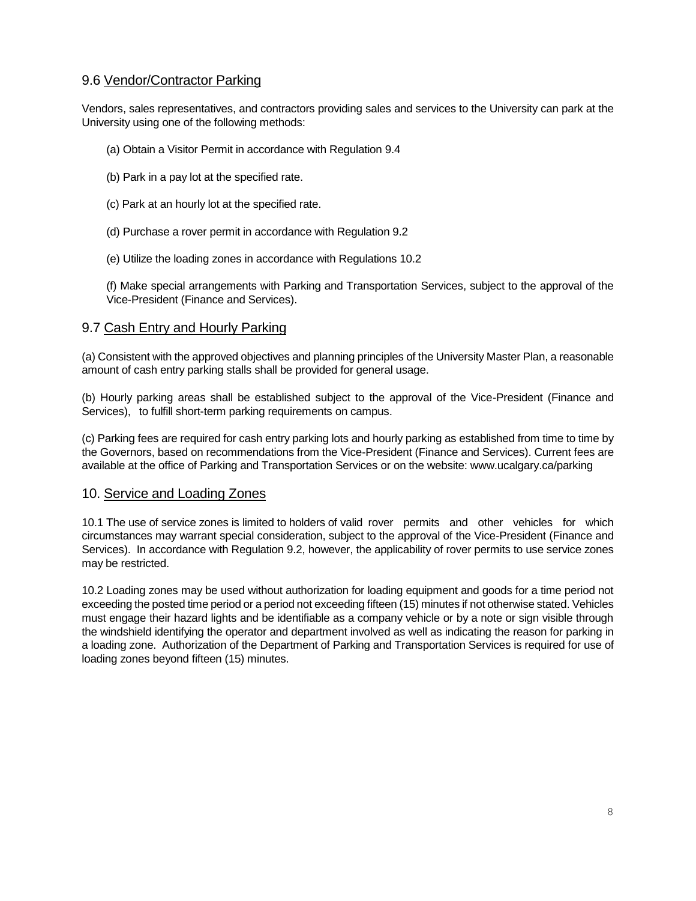## 9.6 Vendor/Contractor Parking

Vendors, sales representatives, and contractors providing sales and services to the University can park at the University using one of the following methods:

(a) Obtain a Visitor Permit in accordance with Regulation 9.4

(b) Park in a pay lot at the specified rate.

(c) Park at an hourly lot at the specified rate.

(d) Purchase a rover permit in accordance with Regulation 9.2

(e) Utilize the loading zones in accordance with Regulations 10.2

(f) Make special arrangements with Parking and Transportation Services, subject to the approval of the Vice-President (Finance and Services).

## 9.7 Cash Entry and Hourly Parking

(a) Consistent with the approved objectives and planning principles of the University Master Plan, a reasonable amount of cash entry parking stalls shall be provided for general usage.

(b) Hourly parking areas shall be established subject to the approval of the Vice-President (Finance and Services), to fulfill short-term parking requirements on campus.

(c) Parking fees are required for cash entry parking lots and hourly parking as established from time to time by the Governors, based on recommendations from the Vice-President (Finance and Services). Current fees are available at the office of Parking and Transportation Services or on the website: www.ucalgary.ca/parking

## 10. Service and Loading Zones

10.1 The use of service zones is limited to holders of valid rover permits and other vehicles for which circumstances may warrant special consideration, subject to the approval of the Vice-President (Finance and Services). In accordance with Regulation 9.2, however, the applicability of rover permits to use service zones may be restricted.

10.2 Loading zones may be used without authorization for loading equipment and goods for a time period not exceeding the posted time period or a period not exceeding fifteen (15) minutes if not otherwise stated. Vehicles must engage their hazard lights and be identifiable as a company vehicle or by a note or sign visible through the windshield identifying the operator and department involved as well as indicating the reason for parking in a loading zone. Authorization of the Department of Parking and Transportation Services is required for use of loading zones beyond fifteen (15) minutes.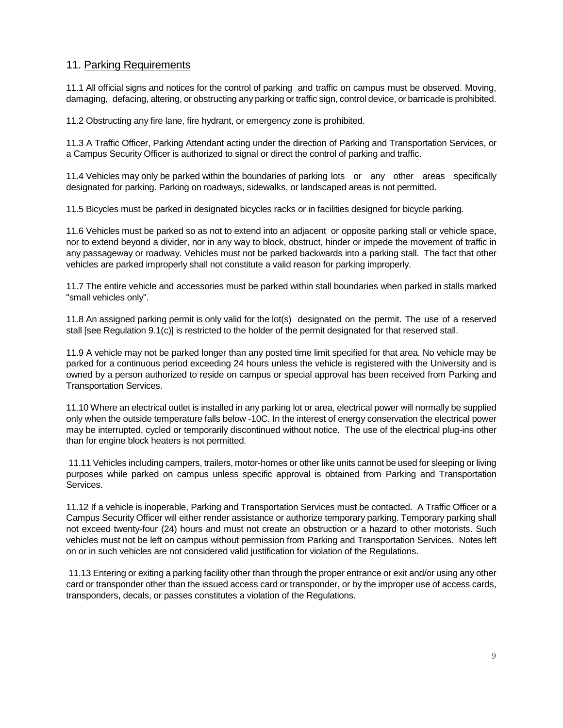## 11. Parking Requirements

11.1 All official signs and notices for the control of parking and traffic on campus must be observed. Moving, damaging, defacing, altering, or obstructing any parking or traffic sign, control device, or barricade is prohibited.

11.2 Obstructing any fire lane, fire hydrant, or emergency zone is prohibited.

11.3 A Traffic Officer, Parking Attendant acting under the direction of Parking and Transportation Services, or a Campus Security Officer is authorized to signal or direct the control of parking and traffic.

11.4 Vehicles may only be parked within the boundaries of parking lots or any other areas specifically designated for parking. Parking on roadways, sidewalks, or landscaped areas is not permitted.

11.5 Bicycles must be parked in designated bicycles racks or in facilities designed for bicycle parking.

11.6 Vehicles must be parked so as not to extend into an adjacent or opposite parking stall or vehicle space, nor to extend beyond a divider, nor in any way to block, obstruct, hinder or impede the movement of traffic in any passageway or roadway. Vehicles must not be parked backwards into a parking stall. The fact that other vehicles are parked improperly shall not constitute a valid reason for parking improperly.

11.7 The entire vehicle and accessories must be parked within stall boundaries when parked in stalls marked "small vehicles only".

11.8 An assigned parking permit is only valid for the lot(s) designated on the permit. The use of a reserved stall [see Regulation 9.1(c)] is restricted to the holder of the permit designated for that reserved stall.

11.9 A vehicle may not be parked longer than any posted time limit specified for that area. No vehicle may be parked for a continuous period exceeding 24 hours unless the vehicle is registered with the University and is owned by a person authorized to reside on campus or special approval has been received from Parking and Transportation Services.

11.10 Where an electrical outlet is installed in any parking lot or area, electrical power will normally be supplied only when the outside temperature falls below -10C. In the interest of energy conservation the electrical power may be interrupted, cycled or temporarily discontinued without notice. The use of the electrical plug-ins other than for engine block heaters is not permitted.

11.11 Vehicles including campers, trailers, motor-homes or other like units cannot be used for sleeping or living purposes while parked on campus unless specific approval is obtained from Parking and Transportation Services.

11.12 If a vehicle is inoperable, Parking and Transportation Services must be contacted. A Traffic Officer or a Campus Security Officer will either render assistance or authorize temporary parking. Temporary parking shall not exceed twenty-four (24) hours and must not create an obstruction or a hazard to other motorists. Such vehicles must not be left on campus without permission from Parking and Transportation Services. Notes left on or in such vehicles are not considered valid justification for violation of the Regulations.

11.13 Entering or exiting a parking facility other than through the proper entrance or exit and/or using any other card or transponder other than the issued access card or transponder, or by the improper use of access cards, transponders, decals, or passes constitutes a violation of the Regulations.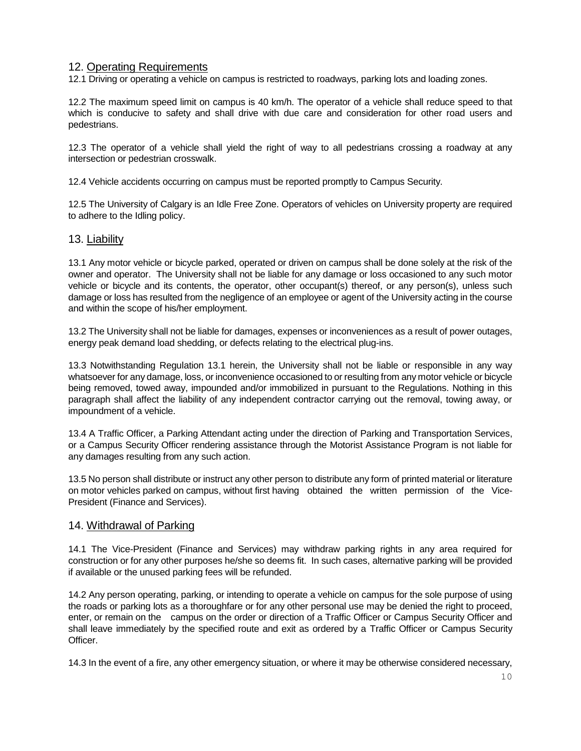## 12. Operating Requirements

12.1 Driving or operating a vehicle on campus is restricted to roadways, parking lots and loading zones.

12.2 The maximum speed limit on campus is 40 km/h. The operator of a vehicle shall reduce speed to that which is conducive to safety and shall drive with due care and consideration for other road users and pedestrians.

12.3 The operator of a vehicle shall yield the right of way to all pedestrians crossing a roadway at any intersection or pedestrian crosswalk.

12.4 Vehicle accidents occurring on campus must be reported promptly to Campus Security.

12.5 The University of Calgary is an Idle Free Zone. Operators of vehicles on University property are required to adhere to the Idling policy.

## 13. Liability

13.1 Any motor vehicle or bicycle parked, operated or driven on campus shall be done solely at the risk of the owner and operator. The University shall not be liable for any damage or loss occasioned to any such motor vehicle or bicycle and its contents, the operator, other occupant(s) thereof, or any person(s), unless such damage or loss has resulted from the negligence of an employee or agent of the University acting in the course and within the scope of his/her employment.

13.2 The University shall not be liable for damages, expenses or inconveniences as a result of power outages, energy peak demand load shedding, or defects relating to the electrical plug-ins.

13.3 Notwithstanding Regulation 13.1 herein, the University shall not be liable or responsible in any way whatsoever for any damage, loss, or inconvenience occasioned to or resulting from any motor vehicle or bicycle being removed, towed away, impounded and/or immobilized in pursuant to the Regulations. Nothing in this paragraph shall affect the liability of any independent contractor carrying out the removal, towing away, or impoundment of a vehicle.

13.4 A Traffic Officer, a Parking Attendant acting under the direction of Parking and Transportation Services, or a Campus Security Officer rendering assistance through the Motorist Assistance Program is not liable for any damages resulting from any such action.

13.5 No person shall distribute or instruct any other person to distribute any form of printed material or literature on motor vehicles parked on campus, without first having obtained the written permission of the Vice-President (Finance and Services).

## 14. Withdrawal of Parking

14.1 The Vice-President (Finance and Services) may withdraw parking rights in any area required for construction or for any other purposes he/she so deems fit. In such cases, alternative parking will be provided if available or the unused parking fees will be refunded.

14.2 Any person operating, parking, or intending to operate a vehicle on campus for the sole purpose of using the roads or parking lots as a thoroughfare or for any other personal use may be denied the right to proceed, enter, or remain on the campus on the order or direction of a Traffic Officer or Campus Security Officer and shall leave immediately by the specified route and exit as ordered by a Traffic Officer or Campus Security Officer.

14.3 In the event of a fire, any other emergency situation, or where it may be otherwise considered necessary,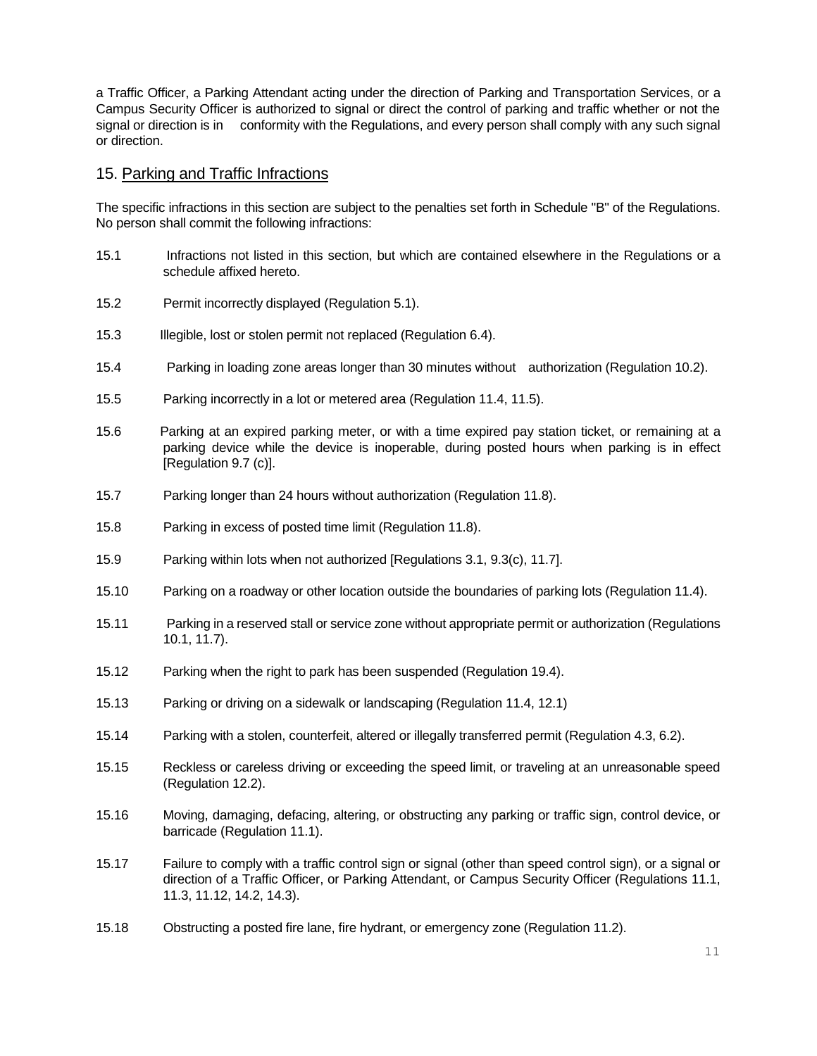a Traffic Officer, a Parking Attendant acting under the direction of Parking and Transportation Services, or a Campus Security Officer is authorized to signal or direct the control of parking and traffic whether or not the signal or direction is in conformity with the Regulations, and every person shall comply with any such signal or direction.

## 15. Parking and Traffic Infractions

The specific infractions in this section are subject to the penalties set forth in Schedule "B" of the Regulations. No person shall commit the following infractions:

15.1 Infractions not listed in this section, but which are contained elsewhere in the Regulations or a schedule affixed hereto.

15.2 Permit incorrectly displayed (Regulation 5.1).

15.3 Illegible, lost or stolen permit not replaced (Regulation 6.4).

15.4 Parking in loading zone areas longer than 30 minutes without authorization (Regulation 10.2).

15.5 Parking incorrectly in a lot or metered area (Regulation 11.4, 11.5).

15.6 Parking at an expired parking meter, or with a time expired pay station ticket, or remaining at a parking device while the device is inoperable, during posted hours when parking is in effect [Regulation 9.7 (c)].

15.7 Parking longer than 24 hours without authorization (Regulation 11.8).

15.8 Parking in excess of posted time limit (Regulation 11.8).

15.9 Parking within lots when not authorized [Regulations 3.1, 9.3(c), 11.7].

15.10 Parking on a roadway or other location outside the boundaries of parking lots (Regulation 11.4).

15.11 Parking in a reserved stall or service zone without appropriate permit or authorization (Regulations 10.1, 11.7).

15.12 Parking when the right to park has been suspended (Regulation 19.4).

15.13 Parking or driving on a sidewalk or landscaping (Regulation 11.4, 12.1)

15.14 Parking with a stolen, counterfeit, altered or illegally transferred permit (Regulation 4.3, 6.2).

15.15 Reckless or careless driving or exceeding the speed limit, or traveling at an unreasonable speed (Regulation 12.2).

15.16 Moving, damaging, defacing, altering, or obstructing any parking or traffic sign, control device, or barricade (Regulation 11.1).

15.17 Failure to comply with a traffic control sign or signal (other than speed control sign), or a signal or direction of a Traffic Officer, or Parking Attendant, or Campus Security Officer (Regulations 11.1, 11.3, 11.12, 14.2, 14.3).

15.18 Obstructing a posted fire lane, fire hydrant, or emergency zone (Regulation 11.2).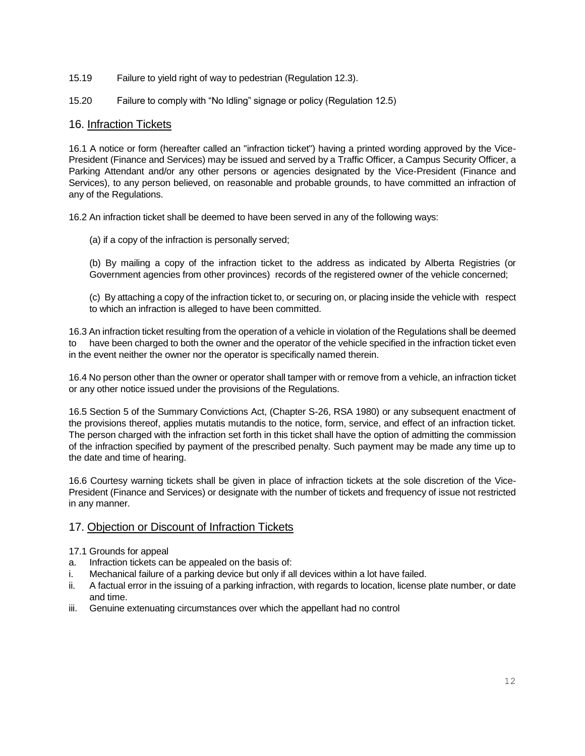15.19 Failure to yield right of way to pedestrian (Regulation 12.3).

15.20 Failure to comply with "No Idling" signage or policy (Regulation 12.5)

## 16. Infraction Tickets

16.1 A notice or form (hereafter called an "infraction ticket") having a printed wording approved by the Vice-President (Finance and Services) may be issued and served by a Traffic Officer, a Campus Security Officer, a Parking Attendant and/or any other persons or agencies designated by the Vice-President (Finance and Services), to any person believed, on reasonable and probable grounds, to have committed an infraction of any of the Regulations.

16.2 An infraction ticket shall be deemed to have been served in any of the following ways:

(a) if a copy of the infraction is personally served;

(b) By mailing a copy of the infraction ticket to the address as indicated by Alberta Registries (or Government agencies from other provinces) records of the registered owner of the vehicle concerned;

(c) By attaching a copy of the infraction ticket to, or securing on, or placing inside the vehicle with respect to which an infraction is alleged to have been committed.

16.3 An infraction ticket resulting from the operation of a vehicle in violation of the Regulations shall be deemed to have been charged to both the owner and the operator of the vehicle specified in the infraction ticket even in the event neither the owner nor the operator is specifically named therein.

16.4 No person other than the owner or operator shall tamper with or remove from a vehicle, an infraction ticket or any other notice issued under the provisions of the Regulations.

16.5 Section 5 of the Summary Convictions Act, (Chapter S-26, RSA 1980) or any subsequent enactment of the provisions thereof, applies mutatis mutandis to the notice, form, service, and effect of an infraction ticket. The person charged with the infraction set forth in this ticket shall have the option of admitting the commission of the infraction specified by payment of the prescribed penalty. Such payment may be made any time up to the date and time of hearing.

16.6 Courtesy warning tickets shall be given in place of infraction tickets at the sole discretion of the Vice-President (Finance and Services) or designate with the number of tickets and frequency of issue not restricted in any manner.

## 17. Objection or Discount of Infraction Tickets

17.1 Grounds for appeal

a. Infraction tickets can be appealed on the basis of:

i. Mechanical failure of a parking device but only if all devices within a lot have failed.

ii. A factual error in the issuing of a parking infraction, with regards to location, license plate number, or date and time.

iii. Genuine extenuating circumstances over which the appellant had no control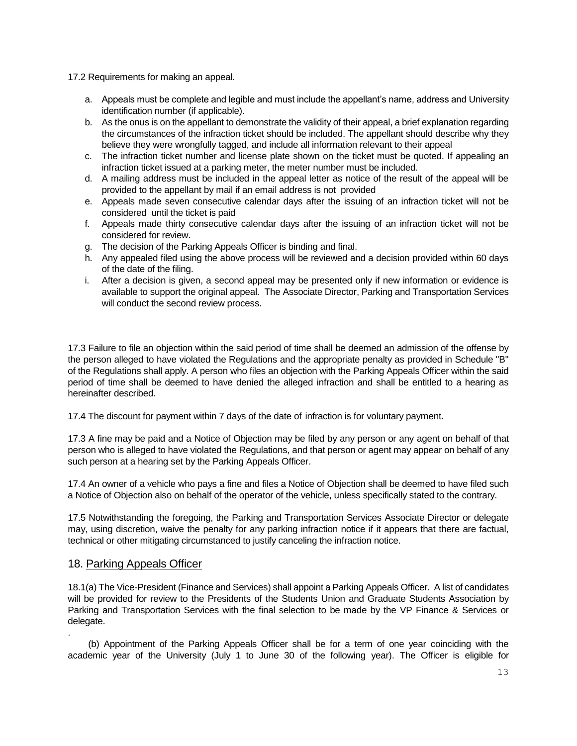17.2 Requirements for making an appeal.

a. Appeals must be complete and legible and must include the appellant's name, address and University identification number (if applicable).
b. As the onus is on the appellant to demonstrate the validity of their appeal, a brief explanation regarding the circumstances of the infraction ticket should be included. The appellant should describe why they believe they were wrongfully tagged, and include all information relevant to their appeal
c. The infraction ticket number and license plate shown on the ticket must be quoted. If appealing an infraction ticket issued at a parking meter, the meter number must be included.
d. A mailing address must be included in the appeal letter as notice of the result of the appeal will be provided to the appellant by mail if an email address is not provided
e. Appeals made seven consecutive calendar days after the issuing of an infraction ticket will not be considered until the ticket is paid
f. Appeals made thirty consecutive calendar days after the issuing of an infraction ticket will not be considered for review.
g. The decision of the Parking Appeals Officer is binding and final.
h. Any appealed filed using the above process will be reviewed and a decision provided within 60 days of the date of the filing.
i. After a decision is given, a second appeal may be presented only if new information or evidence is available to support the original appeal. The Associate Director, Parking and Transportation Services will conduct the second review process.

17.3 Failure to file an objection within the said period of time shall be deemed an admission of the offense by the person alleged to have violated the Regulations and the appropriate penalty as provided in Schedule "B" of the Regulations shall apply. A person who files an objection with the Parking Appeals Officer within the said period of time shall be deemed to have denied the alleged infraction and shall be entitled to a hearing as hereinafter described.

17.4 The discount for payment within 7 days of the date of infraction is for voluntary payment.

17.3 A fine may be paid and a Notice of Objection may be filed by any person or any agent on behalf of that person who is alleged to have violated the Regulations, and that person or agent may appear on behalf of any such person at a hearing set by the Parking Appeals Officer.

17.4 An owner of a vehicle who pays a fine and files a Notice of Objection shall be deemed to have filed such a Notice of Objection also on behalf of the operator of the vehicle, unless specifically stated to the contrary.

17.5 Notwithstanding the foregoing, the Parking and Transportation Services Associate Director or delegate may, using discretion, waive the penalty for any parking infraction notice if it appears that there are factual, technical or other mitigating circumstanced to justify canceling the infraction notice.

## 18. Parking Appeals Officer

18.1(a) The Vice-President (Finance and Services) shall appoint a Parking Appeals Officer. A list of candidates will be provided for review to the Presidents of the Students Union and Graduate Students Association by Parking and Transportation Services with the final selection to be made by the VP Finance & Services or delegate.

(b) Appointment of the Parking Appeals Officer shall be for a term of one year coinciding with the academic year of the University (July 1 to June 30 of the following year). The Officer is eligible for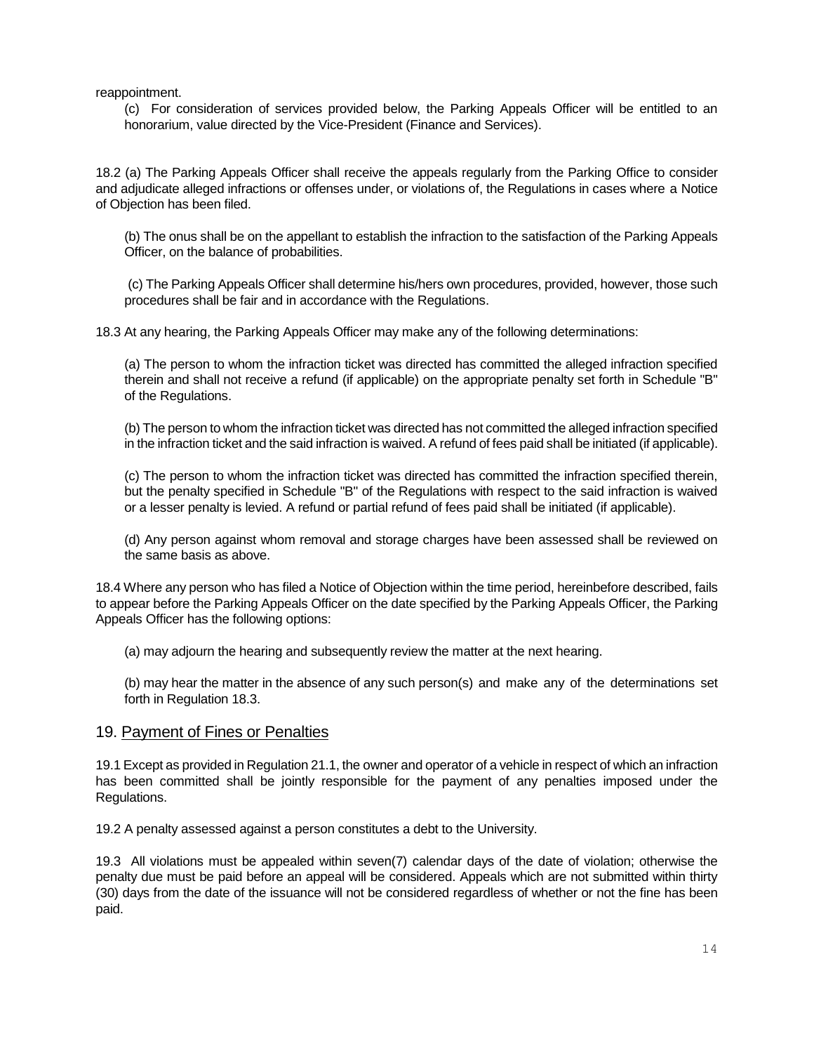reappointment.

(c) For consideration of services provided below, the Parking Appeals Officer will be entitled to an honorarium, value directed by the Vice-President (Finance and Services).

18.2 (a) The Parking Appeals Officer shall receive the appeals regularly from the Parking Office to consider and adjudicate alleged infractions or offenses under, or violations of, the Regulations in cases where a Notice of Objection has been filed.

(b) The onus shall be on the appellant to establish the infraction to the satisfaction of the Parking Appeals Officer, on the balance of probabilities.

(c) The Parking Appeals Officer shall determine his/hers own procedures, provided, however, those such procedures shall be fair and in accordance with the Regulations.

18.3 At any hearing, the Parking Appeals Officer may make any of the following determinations:

(a) The person to whom the infraction ticket was directed has committed the alleged infraction specified therein and shall not receive a refund (if applicable) on the appropriate penalty set forth in Schedule "B" of the Regulations.

(b) The person to whom the infraction ticket was directed has not committed the alleged infraction specified in the infraction ticket and the said infraction is waived. A refund of fees paid shall be initiated (if applicable).

(c) The person to whom the infraction ticket was directed has committed the infraction specified therein, but the penalty specified in Schedule "B" of the Regulations with respect to the said infraction is waived or a lesser penalty is levied. A refund or partial refund of fees paid shall be initiated (if applicable).

(d) Any person against whom removal and storage charges have been assessed shall be reviewed on the same basis as above.

18.4 Where any person who has filed a Notice of Objection within the time period, hereinbefore described, fails to appear before the Parking Appeals Officer on the date specified by the Parking Appeals Officer, the Parking Appeals Officer has the following options:

(a) may adjourn the hearing and subsequently review the matter at the next hearing.

(b) may hear the matter in the absence of any such person(s) and make any of the determinations set forth in Regulation 18.3.

## 19. Payment of Fines or Penalties

19.1 Except as provided in Regulation 21.1, the owner and operator of a vehicle in respect of which an infraction has been committed shall be jointly responsible for the payment of any penalties imposed under the Regulations.

19.2 A penalty assessed against a person constitutes a debt to the University.

19.3 All violations must be appealed within seven(7) calendar days of the date of violation; otherwise the penalty due must be paid before an appeal will be considered. Appeals which are not submitted within thirty (30) days from the date of the issuance will not be considered regardless of whether or not the fine has been paid.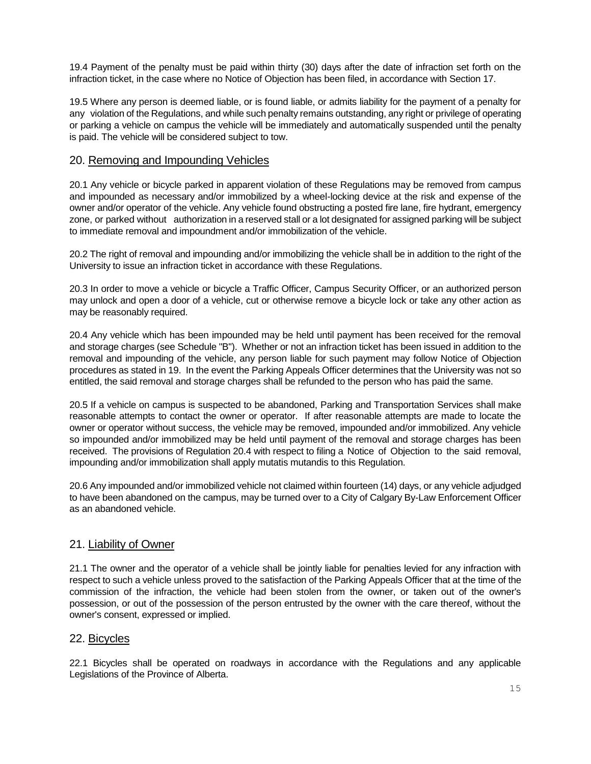19.4 Payment of the penalty must be paid within thirty (30) days after the date of infraction set forth on the infraction ticket, in the case where no Notice of Objection has been filed, in accordance with Section 17.

19.5 Where any person is deemed liable, or is found liable, or admits liability for the payment of a penalty for any violation of the Regulations, and while such penalty remains outstanding, any right or privilege of operating or parking a vehicle on campus the vehicle will be immediately and automatically suspended until the penalty is paid. The vehicle will be considered subject to tow.

## 20. Removing and Impounding Vehicles

20.1 Any vehicle or bicycle parked in apparent violation of these Regulations may be removed from campus and impounded as necessary and/or immobilized by a wheel-locking device at the risk and expense of the owner and/or operator of the vehicle. Any vehicle found obstructing a posted fire lane, fire hydrant, emergency zone, or parked without authorization in a reserved stall or a lot designated for assigned parking will be subject to immediate removal and impoundment and/or immobilization of the vehicle.

20.2 The right of removal and impounding and/or immobilizing the vehicle shall be in addition to the right of the University to issue an infraction ticket in accordance with these Regulations.

20.3 In order to move a vehicle or bicycle a Traffic Officer, Campus Security Officer, or an authorized person may unlock and open a door of a vehicle, cut or otherwise remove a bicycle lock or take any other action as may be reasonably required.

20.4 Any vehicle which has been impounded may be held until payment has been received for the removal and storage charges (see Schedule "B"). Whether or not an infraction ticket has been issued in addition to the removal and impounding of the vehicle, any person liable for such payment may follow Notice of Objection procedures as stated in 19. In the event the Parking Appeals Officer determines that the University was not so entitled, the said removal and storage charges shall be refunded to the person who has paid the same.

20.5 If a vehicle on campus is suspected to be abandoned, Parking and Transportation Services shall make reasonable attempts to contact the owner or operator. If after reasonable attempts are made to locate the owner or operator without success, the vehicle may be removed, impounded and/or immobilized. Any vehicle so impounded and/or immobilized may be held until payment of the removal and storage charges has been received. The provisions of Regulation 20.4 with respect to filing a Notice of Objection to the said removal, impounding and/or immobilization shall apply mutatis mutandis to this Regulation.

20.6 Any impounded and/or immobilized vehicle not claimed within fourteen (14) days, or any vehicle adjudged to have been abandoned on the campus, may be turned over to a City of Calgary By-Law Enforcement Officer as an abandoned vehicle.

## 21. Liability of Owner

21.1 The owner and the operator of a vehicle shall be jointly liable for penalties levied for any infraction with respect to such a vehicle unless proved to the satisfaction of the Parking Appeals Officer that at the time of the commission of the infraction, the vehicle had been stolen from the owner, or taken out of the owner's possession, or out of the possession of the person entrusted by the owner with the care thereof, without the owner's consent, expressed or implied.

## 22. Bicycles

22.1 Bicycles shall be operated on roadways in accordance with the Regulations and any applicable Legislations of the Province of Alberta.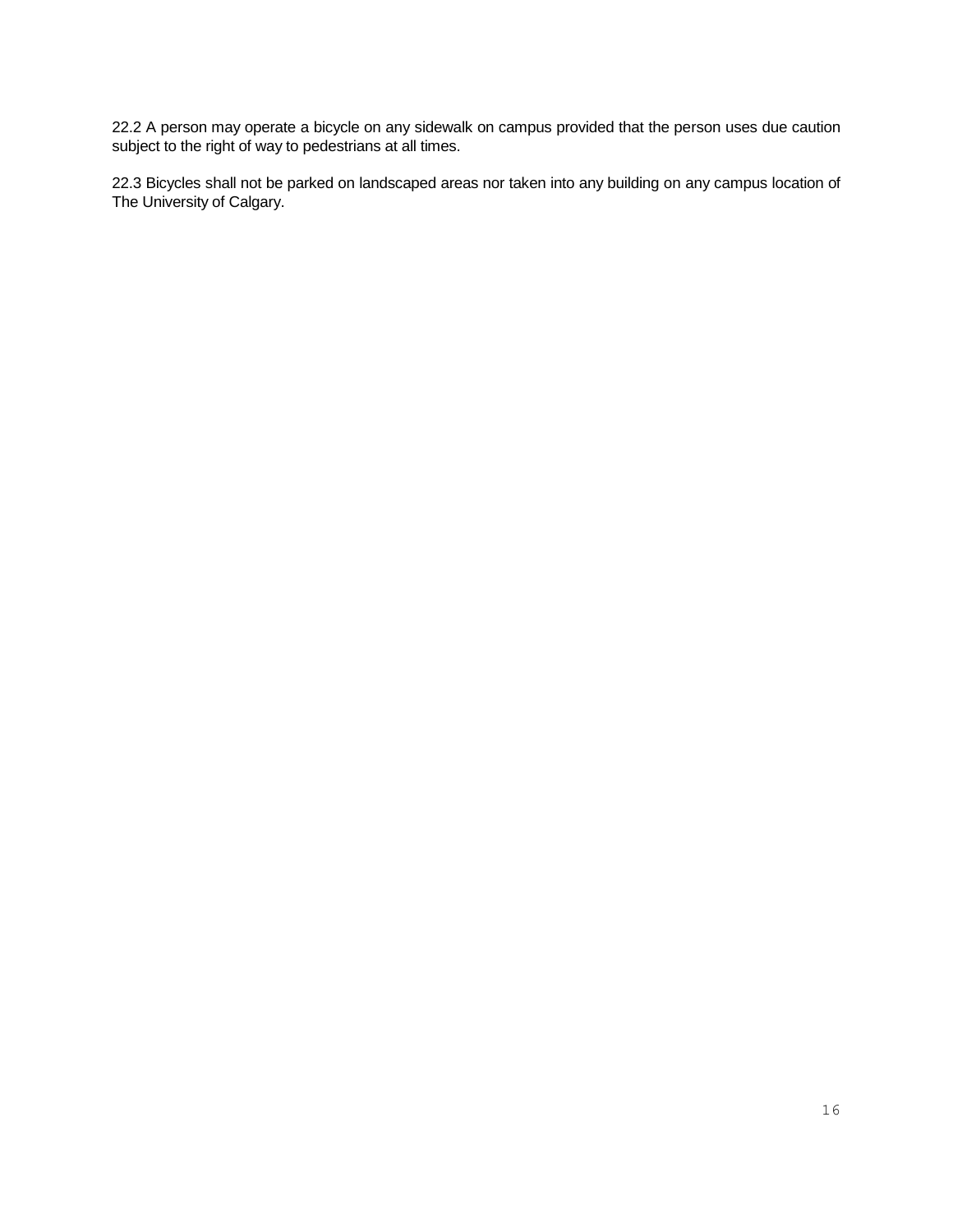22.2 A person may operate a bicycle on any sidewalk on campus provided that the person uses due caution subject to the right of way to pedestrians at all times.

22.3 Bicycles shall not be parked on landscaped areas nor taken into any building on any campus location of The University of Calgary.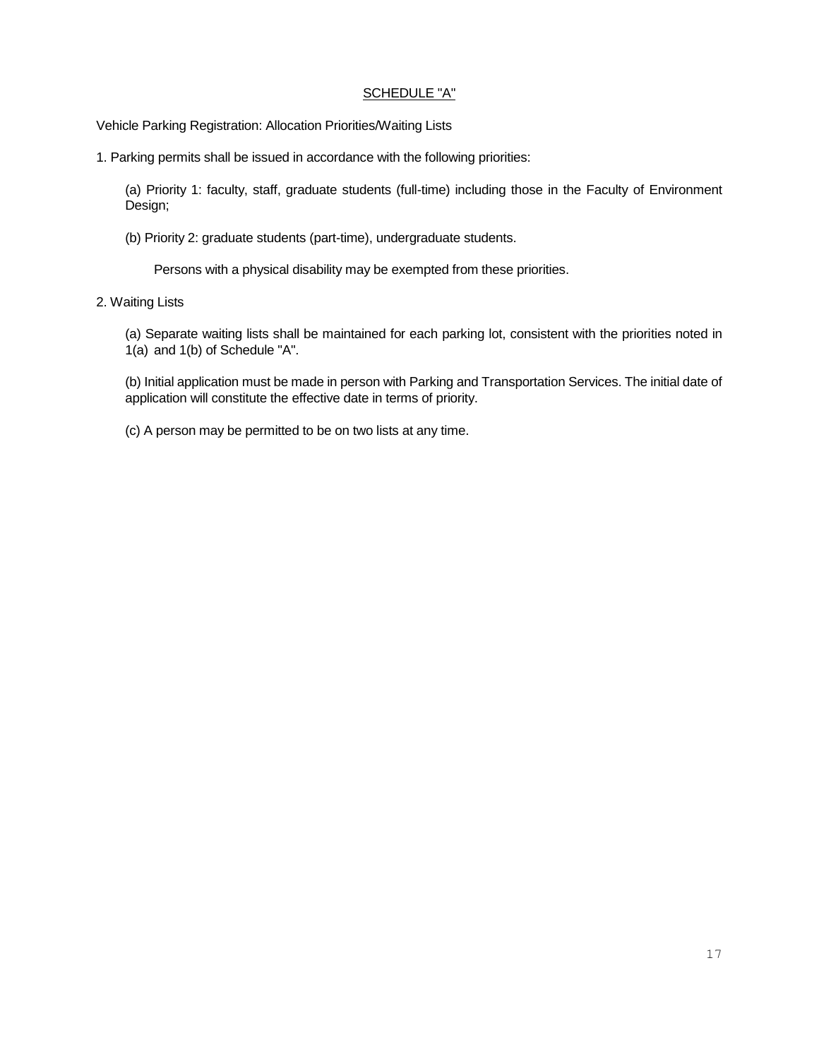## SCHEDULE "A"

Vehicle Parking Registration: Allocation Priorities/Waiting Lists

1. Parking permits shall be issued in accordance with the following priorities:

   (a) Priority 1: faculty, staff, graduate students (full-time) including those in the Faculty of Environment Design;

   (b) Priority 2: graduate students (part-time), undergraduate students.

   Persons with a physical disability may be exempted from these priorities.

2. Waiting Lists

   (a) Separate waiting lists shall be maintained for each parking lot, consistent with the priorities noted in 1(a) and 1(b) of Schedule "A".

   (b) Initial application must be made in person with Parking and Transportation Services. The initial date of application will constitute the effective date in terms of priority.

   (c) A person may be permitted to be on two lists at any time.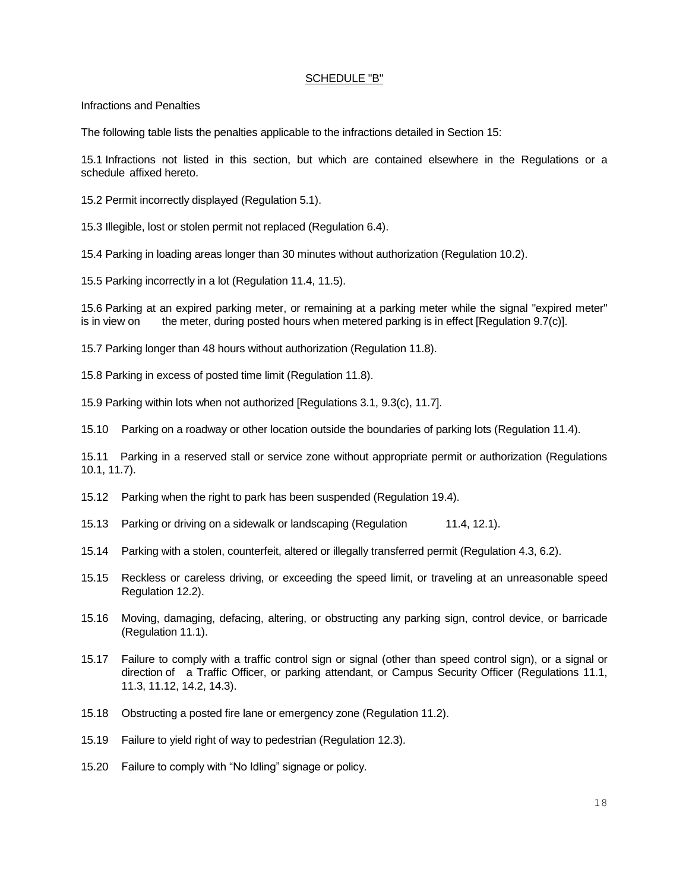SCHEDULE "B"

Infractions and Penalties

The following table lists the penalties applicable to the infractions detailed in Section 15:

15.1 Infractions not listed in this section, but which are contained elsewhere in the Regulations or a schedule affixed hereto.

15.2 Permit incorrectly displayed (Regulation 5.1).

15.3 Illegible, lost or stolen permit not replaced (Regulation 6.4).

15.4 Parking in loading areas longer than 30 minutes without authorization (Regulation 10.2).

15.5 Parking incorrectly in a lot (Regulation 11.4, 11.5).

15.6 Parking at an expired parking meter, or remaining at a parking meter while the signal "expired meter" is in view on the meter, during posted hours when metered parking is in effect [Regulation 9.7(c)].

15.7 Parking longer than 48 hours without authorization (Regulation 11.8).

15.8 Parking in excess of posted time limit (Regulation 11.8).

15.9 Parking within lots when not authorized [Regulations 3.1, 9.3(c), 11.7].

15.10 Parking on a roadway or other location outside the boundaries of parking lots (Regulation 11.4).

15.11 Parking in a reserved stall or service zone without appropriate permit or authorization (Regulations 10.1, 11.7).

15.12 Parking when the right to park has been suspended (Regulation 19.4).

15.13 Parking or driving on a sidewalk or landscaping (Regulation 11.4, 12.1).

15.14 Parking with a stolen, counterfeit, altered or illegally transferred permit (Regulation 4.3, 6.2).

15.15 Reckless or careless driving, or exceeding the speed limit, or traveling at an unreasonable speed Regulation 12.2).

15.16 Moving, damaging, defacing, altering, or obstructing any parking sign, control device, or barricade (Regulation 11.1).

15.17 Failure to comply with a traffic control sign or signal (other than speed control sign), or a signal or direction of a Traffic Officer, or parking attendant, or Campus Security Officer (Regulations 11.1, 11.3, 11.12, 14.2, 14.3).

15.18 Obstructing a posted fire lane or emergency zone (Regulation 11.2).

15.19 Failure to yield right of way to pedestrian (Regulation 12.3).

15.20 Failure to comply with "No Idling" signage or policy.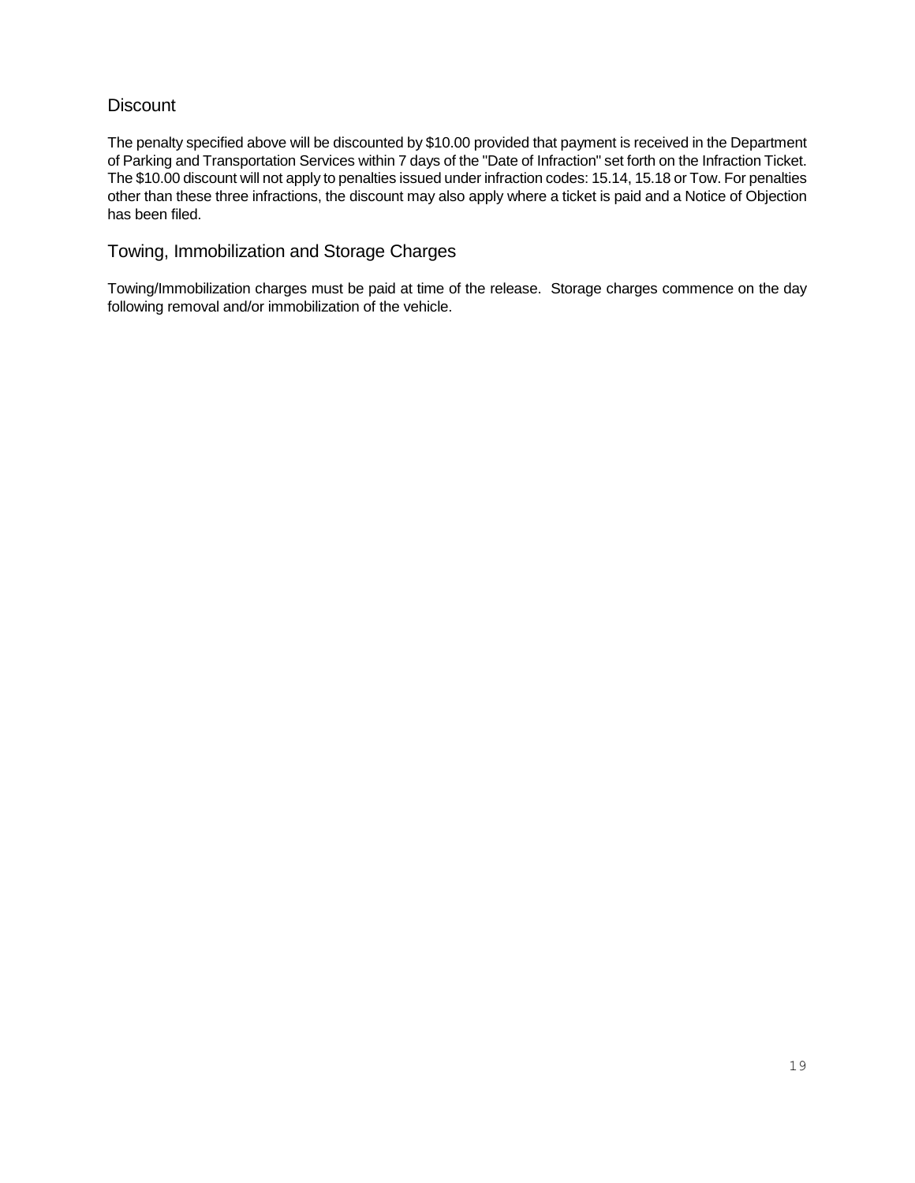## Discount

The penalty specified above will be discounted by $10.00 provided that payment is received in the Department of Parking and Transportation Services within 7 days of the "Date of Infraction" set forth on the Infraction Ticket. The $10.00 discount will not apply to penalties issued under infraction codes: 15.14, 15.18 or Tow. For penalties other than these three infractions, the discount may also apply where a ticket is paid and a Notice of Objection has been filed.

## Towing, Immobilization and Storage Charges

Towing/Immobilization charges must be paid at time of the release. Storage charges commence on the day following removal and/or immobilization of the vehicle.